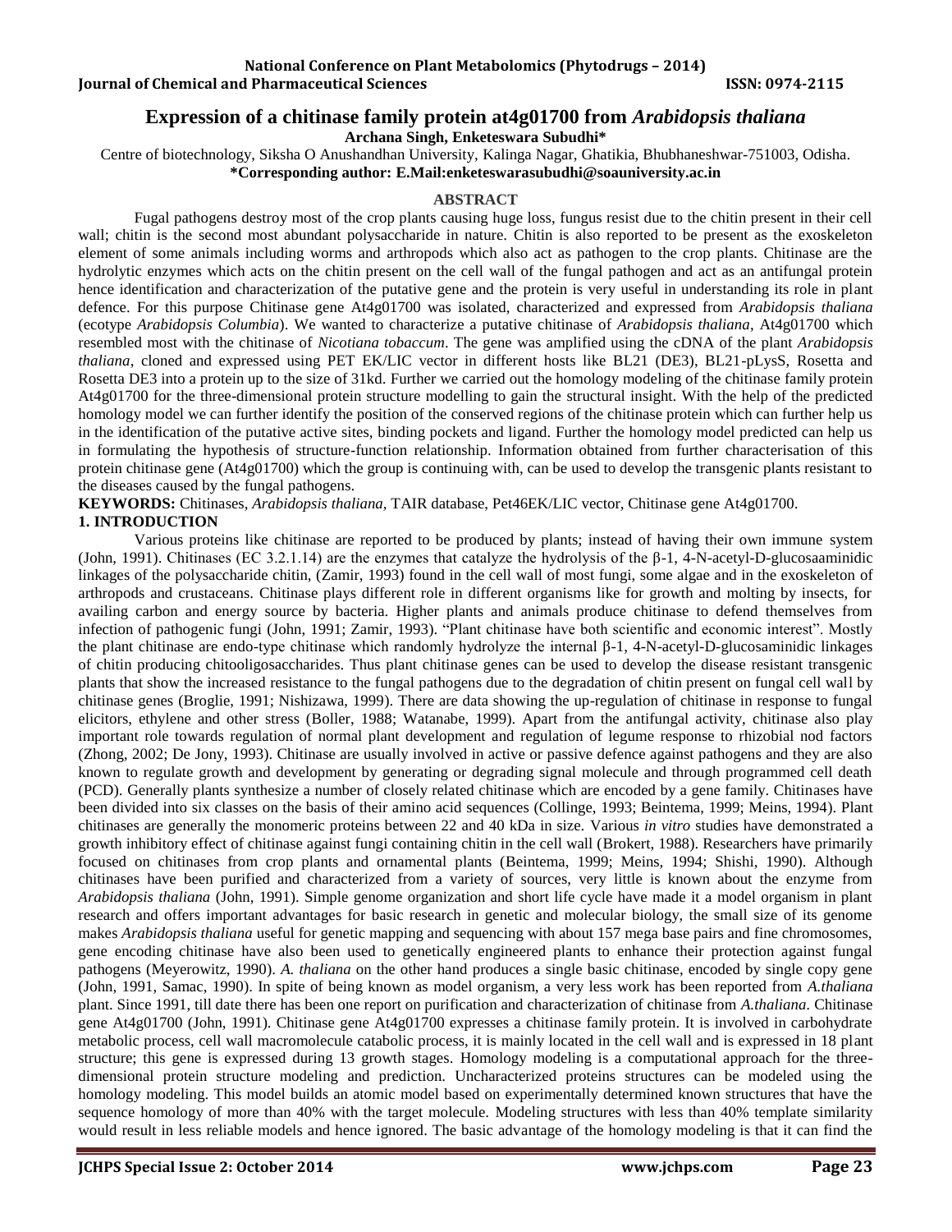# Expression of a chitinase family protein at4g01700 from *Arabidopsis thaliana*

**Archana Singh, Enketeswara Subudhi***

Centre of biotechnology, Siksha O Anushandhan University, Kalinga Nagar, Ghatikia, Bhubhaneshwar-751003, Odisha.

**\*Corresponding author: E.Mail:enketeswarasubudhi@soauniversity.ac.in**

## ABSTRACT

Fugal pathogens destroy most of the crop plants causing huge loss, fungus resist due to the chitin present in their cell wall; chitin is the second most abundant polysaccharide in nature. Chitin is also reported to be present as the exoskeleton element of some animals including worms and arthropods which also act as pathogen to the crop plants. Chitinase are the hydrolytic enzymes which acts on the chitin present on the cell wall of the fungal pathogen and act as an antifungal protein hence identification and characterization of the putative gene and the protein is very useful in understanding its role in plant defence. For this purpose Chitinase gene At4g01700 was isolated, characterized and expressed from *Arabidopsis thaliana* (ecotype *Arabidopsis Columbia*). We wanted to characterize a putative chitinase of *Arabidopsis thaliana*, At4g01700 which resembled most with the chitinase of *Nicotiana tobaccum*. The gene was amplified using the cDNA of the plant *Arabidopsis thaliana*, cloned and expressed using PET EK/LIC vector in different hosts like BL21 (DE3), BL21-pLysS, Rosetta and Rosetta DE3 into a protein up to the size of 31kd. Further we carried out the homology modeling of the chitinase family protein At4g01700 for the three-dimensional protein structure modelling to gain the structural insight. With the help of the predicted homology model we can further identify the position of the conserved regions of the chitinase protein which can further help us in the identification of the putative active sites, binding pockets and ligand. Further the homology model predicted can help us in formulating the hypothesis of structure-function relationship. Information obtained from further characterisation of this protein chitinase gene (At4g01700) which the group is continuing with, can be used to develop the transgenic plants resistant to the diseases caused by the fungal pathogens.

**KEYWORDS:** Chitinases, *Arabidopsis thaliana,* TAIR database, Pet46EK/LIC vector, Chitinase gene At4g01700.

## 1. INTRODUCTION

Various proteins like chitinase are reported to be produced by plants; instead of having their own immune system (John, 1991). Chitinases (EC 3.2.1.14) are the enzymes that catalyze the hydrolysis of the β-1, 4-N-acetyl-D-glucosaaminidic linkages of the polysaccharide chitin, (Zamir, 1993) found in the cell wall of most fungi, some algae and in the exoskeleton of arthropods and crustaceans. Chitinase plays different role in different organisms like for growth and molting by insects, for availing carbon and energy source by bacteria. Higher plants and animals produce chitinase to defend themselves from infection of pathogenic fungi (John, 1991; Zamir, 1993). "Plant chitinase have both scientific and economic interest". Mostly the plant chitinase are endo-type chitinase which randomly hydrolyze the internal β-1, 4-N-acetyl-D-glucosaminidic linkages of chitin producing chitooligosaccharides. Thus plant chitinase genes can be used to develop the disease resistant transgenic plants that show the increased resistance to the fungal pathogens due to the degradation of chitin present on fungal cell wall by chitinase genes (Broglie, 1991; Nishizawa, 1999). There are data showing the up-regulation of chitinase in response to fungal elicitors, ethylene and other stress (Boller, 1988; Watanabe, 1999). Apart from the antifungal activity, chitinase also play important role towards regulation of normal plant development and regulation of legume response to rhizobial nod factors (Zhong, 2002; De Jony, 1993). Chitinase are usually involved in active or passive defence against pathogens and they are also known to regulate growth and development by generating or degrading signal molecule and through programmed cell death (PCD). Generally plants synthesize a number of closely related chitinase which are encoded by a gene family. Chitinases have been divided into six classes on the basis of their amino acid sequences (Collinge, 1993; Beintema, 1999; Meins, 1994). Plant chitinases are generally the monomeric proteins between 22 and 40 kDa in size. Various *in vitro* studies have demonstrated a growth inhibitory effect of chitinase against fungi containing chitin in the cell wall (Brokert, 1988). Researchers have primarily focused on chitinases from crop plants and ornamental plants (Beintema, 1999; Meins, 1994; Shishi, 1990). Although chitinases have been purified and characterized from a variety of sources, very little is known about the enzyme from *Arabidopsis thaliana* (John, 1991). Simple genome organization and short life cycle have made it a model organism in plant research and offers important advantages for basic research in genetic and molecular biology, the small size of its genome makes *Arabidopsis thaliana* useful for genetic mapping and sequencing with about 157 mega base pairs and fine chromosomes, gene encoding chitinase have also been used to genetically engineered plants to enhance their protection against fungal pathogens (Meyerowitz, 1990). *A. thaliana* on the other hand produces a single basic chitinase, encoded by single copy gene (John, 1991, Samac, 1990). In spite of being known as model organism, a very less work has been reported from *A.thaliana* plant. Since 1991, till date there has been one report on purification and characterization of chitinase from *A.thaliana*. Chitinase gene At4g01700 (John, 1991). Chitinase gene At4g01700 expresses a chitinase family protein. It is involved in carbohydrate metabolic process, cell wall macromolecule catabolic process, it is mainly located in the cell wall and is expressed in 18 plant structure; this gene is expressed during 13 growth stages. Homology modeling is a computational approach for the three-dimensional protein structure modeling and prediction. Uncharacterized proteins structures can be modeled using the homology modeling. This model builds an atomic model based on experimentally determined known structures that have the sequence homology of more than 40% with the target molecule. Modeling structures with less than 40% template similarity would result in less reliable models and hence ignored. The basic advantage of the homology modeling is that it can find the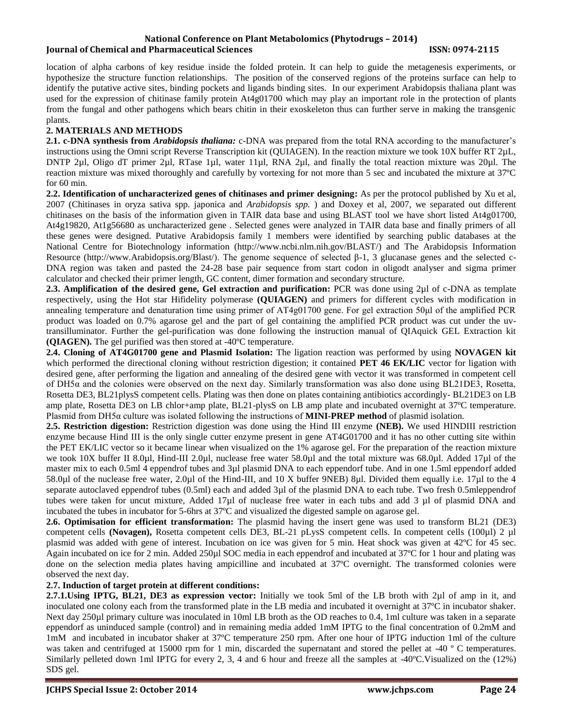location of alpha carbons of key residue inside the folded protein. It can help to guide the metagenesis experiments, or hypothesize the structure function relationships. The position of the conserved regions of the proteins surface can help to identify the putative active sites, binding pockets and ligands binding sites. In our experiment Arabidopsis thaliana plant was used for the expression of chitinase family protein At4g01700 which may play an important role in the protection of plants from the fungal and other pathogens which bears chitin in their exoskeleton thus can further serve in making the transgenic plants.

## 2. MATERIALS AND METHODS

**2.1. c-DNA synthesis from *Arabidopsis thaliana:*** c-DNA was prepared from the total RNA according to the manufacturer's instructions using the Omni script Reverse Transcription kit (QUIAGEN). In the reaction mixture we took 10X buffer RT 2µL, DNTP 2µl, Oligo dT primer 2µl, RTase 1µl, water 11µl, RNA 2µl, and finally the total reaction mixture was 20µl. The reaction mixture was mixed thoroughly and carefully by vortexing for not more than 5 sec and incubated the mixture at 37ºC for 60 min.

**2.2. Identification of uncharacterized genes of chitinases and primer designing:** As per the protocol published by Xu et al, 2007 (Chitinases in oryza sativa spp. japonica and *Arabidopsis spp.* ) and Doxey et al, 2007, we separated out different chitinases on the basis of the information given in TAIR data base and using BLAST tool we have short listed At4g01700, At4g19820, At1g56680 as uncharacterized gene . Selected genes were analyzed in TAIR data base and finally primers of all these genes were designed. Putative Arabidopsis family 1 members were identified by searching public databases at the National Centre for Biotechnology information (http://www.ncbi.nlm.nih.gov/BLAST/) and The Arabidopsis Information Resource (http://www.Arabidopsis.org/Blast/). The genome sequence of selected β-1, 3 glucanase genes and the selected c-DNA region was taken and pasted the 24-28 base pair sequence from start codon in oligodt analyser and sigma primer calculator and checked their primer length, GC content, dimer formation and secondary structure.

**2.3. Amplification of the desired gene, Gel extraction and purification:** PCR was done using 2µl of c-DNA as template respectively, using the Hot star Hifidelity polymerase **(QUIAGEN)** and primers for different cycles with modification in annealing temperature and denaturation time using primer of AT4g01700 gene. For gel extraction 50µl of the amplified PCR product was loaded on 0.7% agarose gel and the part of gel containing the amplified PCR product was cut under the uv-transilluminator. Further the gel-purification was done following the instruction manual of QIAquick GEL Extraction kit **(QIAGEN).** The gel purified was then stored at -40ºC temperature.

**2.4. Cloning of AT4G01700 gene and Plasmid Isolation:** The ligation reaction was performed by using **NOVAGEN kit** which performed the directional cloning without restriction digestion; it contained **PET 46 EK/LIC** vector for ligation with desired gene, after performing the ligation and annealing of the desired gene with vector it was transformed in competent cell of DH5α and the colonies were observed on the next day. Similarly transformation was also done using BL21DE3, Rosetta, Rosetta DE3, BL21plysS competent cells. Plating was then done on plates containing antibiotics accordingly- BL21DE3 on LB amp plate, Rosetta DE3 on LB chlor+amp plate, BL21-plysS on LB amp plate and incubated overnight at 37ºC temperature. Plasmid from DH5α culture was isolated following the instructions of **MINI-PREP method** of plasmid isolation.

**2.5. Restriction digestion:** Restriction digestion was done using the Hind III enzyme **(NEB).** We used HINDIII restriction enzyme because Hind III is the only single cutter enzyme present in gene AT4G01700 and it has no other cutting site within the PET EK/LIC vector so it became linear when visualized on the 1% agarose gel. For the preparation of the reaction mixture we took 10X buffer II 8.0µl, Hind-III 2.0µl, nuclease free water 58.0µl and the total mixture was 68.0µl. Added 17µl of the master mix to each 0.5ml 4 eppendrof tubes and 3µl plasmid DNA to each eppendorf tube. And in one 1.5ml eppendorf added 58.0µl of the nuclease free water, 2.0µl of the Hind-III, and 10 X buffer 9NEB) 8µl. Divided them equally i.e. 17µl to the 4 separate autoclaved eppendrof tubes (0.5ml) each and added 3µl of the plasmid DNA to each tube. Two fresh 0.5mleppendrof tubes were taken for uncut mixture, Added 17µl of nuclease free water in each tubs and add 3 µl of plasmid DNA and incubated the tubes in incubator for 5-6hrs at 37ºC and visualized the digested sample on agarose gel.

**2.6. Optimisation for efficient transformation:** The plasmid having the insert gene was used to transform BL21 (DE3) competent cells **(Novagen),** Rosetta competent cells DE3, BL-21 pLysS competent cells. In competent cells (100µl) 2 µl plasmid was added with gene of interest. Incubation on ice was given for 5 min. Heat shock was given at 42ºC for 45 sec. Again incubated on ice for 2 min. Added 250µl SOC media in each eppendrof and incubated at 37ºC for 1 hour and plating was done on the selection media plates having ampicilline and incubated at 37ºC overnight. The transformed colonies were observed the next day.

**2.7. Induction of target protein at different conditions:**

**2.7.1.Using IPTG, BL21, DE3 as expression vector:** Initially we took 5ml of the LB broth with 2µl of amp in it, and inoculated one colony each from the transformed plate in the LB media and incubated it overnight at 37ºC in incubator shaker. Next day 250µl primary culture was inoculated in 10ml LB broth as the OD reaches to 0.4, 1ml culture was taken in a separate eppendorf as uninduced sample (control) and in remaining media added 1mM IPTG to the final concentration of 0.2mM and 1mM and incubated in incubator shaker at 37ºC temperature 250 rpm. After one hour of IPTG induction 1ml of the culture was taken and centrifuged at 15000 rpm for 1 min, discarded the supernatant and stored the pellet at -40 º C temperatures. Similarly pelleted down 1ml IPTG for every 2, 3, 4 and 6 hour and freeze all the samples at -40ºC.Visualized on the (12%) SDS gel.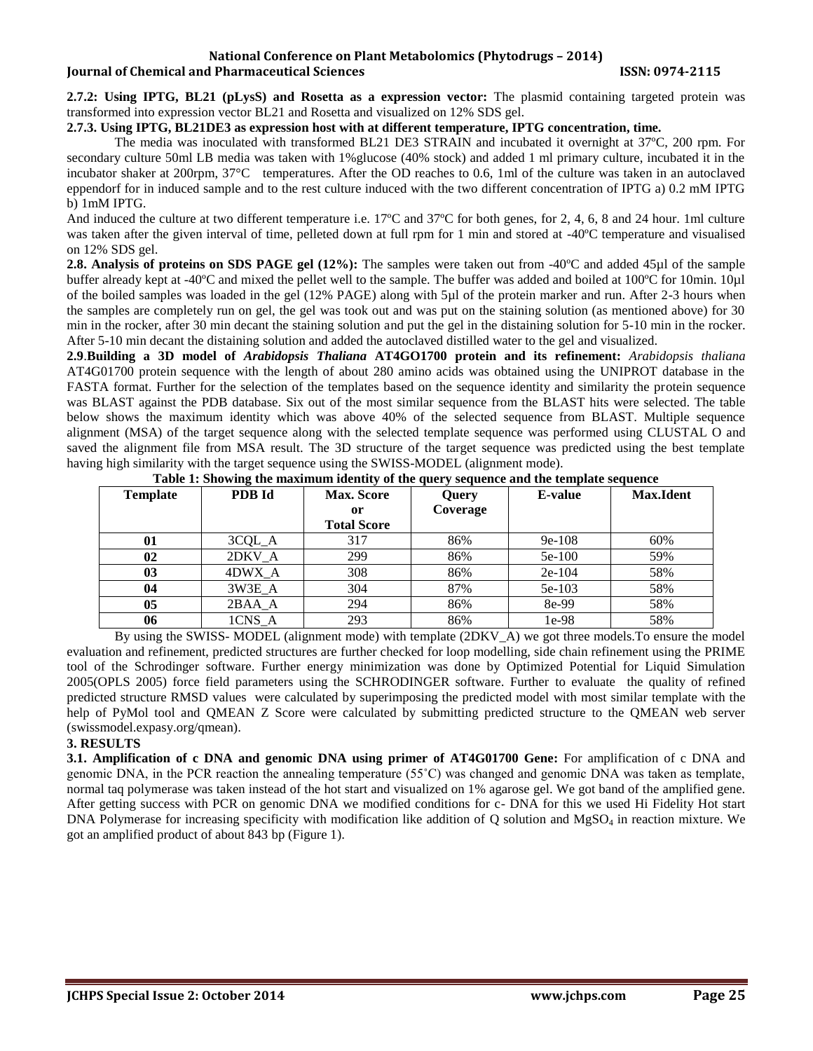**2.7.2: Using IPTG, BL21 (pLysS) and Rosetta as a expression vector:** The plasmid containing targeted protein was transformed into expression vector BL21 and Rosetta and visualized on 12% SDS gel.

**2.7.3. Using IPTG, BL21DE3 as expression host with at different temperature, IPTG concentration, time.**

The media was inoculated with transformed BL21 DE3 STRAIN and incubated it overnight at 37ºC, 200 rpm. For secondary culture 50ml LB media was taken with 1%glucose (40% stock) and added 1 ml primary culture, incubated it in the incubator shaker at 200rpm, 37°C temperatures. After the OD reaches to 0.6, 1ml of the culture was taken in an autoclaved eppendorf for in induced sample and to the rest culture induced with the two different concentration of IPTG a) 0.2 mM IPTG b) 1mM IPTG.

And induced the culture at two different temperature i.e. 17ºC and 37ºC for both genes, for 2, 4, 6, 8 and 24 hour. 1ml culture was taken after the given interval of time, pelleted down at full rpm for 1 min and stored at -40ºC temperature and visualised on 12% SDS gel.

**2.8. Analysis of proteins on SDS PAGE gel (12%):** The samples were taken out from -40ºC and added 45µl of the sample buffer already kept at -40ºC and mixed the pellet well to the sample. The buffer was added and boiled at 100ºC for 10min. 10µl of the boiled samples was loaded in the gel (12% PAGE) along with 5µl of the protein marker and run. After 2-3 hours when the samples are completely run on gel, the gel was took out and was put on the staining solution (as mentioned above) for 30 min in the rocker, after 30 min decant the staining solution and put the gel in the distaining solution for 5-10 min in the rocker. After 5-10 min decant the distaining solution and added the autoclaved distilled water to the gel and visualized.

**2.9.Building a 3D model of *Arabidopsis Thaliana* AT4GO1700 protein and its refinement:** *Arabidopsis thaliana* AT4G01700 protein sequence with the length of about 280 amino acids was obtained using the UNIPROT database in the FASTA format. Further for the selection of the templates based on the sequence identity and similarity the protein sequence was BLAST against the PDB database. Six out of the most similar sequence from the BLAST hits were selected. The table below shows the maximum identity which was above 40% of the selected sequence from BLAST. Multiple sequence alignment (MSA) of the target sequence along with the selected template sequence was performed using CLUSTAL O and saved the alignment file from MSA result. The 3D structure of the target sequence was predicted using the best template having high similarity with the target sequence using the SWISS-MODEL (alignment mode).

**Table 1: Showing the maximum identity of the query sequence and the template sequence**

| Template | PDB Id | Max. Score or Total Score | Query Coverage | E-value | Max.Ident |
|---|---|---|---|---|---|
| **01** | 3CQL_A | 317 | 86% | 9e-108 | 60% |
| **02** | 2DKV_A | 299 | 86% | 5e-100 | 59% |
| **03** | 4DWX_A | 308 | 86% | 2e-104 | 58% |
| **04** | 3W3E_A | 304 | 87% | 5e-103 | 58% |
| **05** | 2BAA_A | 294 | 86% | 8e-99 | 58% |
| **06** | 1CNS_A | 293 | 86% | 1e-98 | 58% |

By using the SWISS- MODEL (alignment mode) with template (2DKV_A) we got three models.To ensure the model evaluation and refinement, predicted structures are further checked for loop modelling, side chain refinement using the PRIME tool of the Schrodinger software. Further energy minimization was done by Optimized Potential for Liquid Simulation 2005(OPLS 2005) force field parameters using the SCHRODINGER software. Further to evaluate the quality of refined predicted structure RMSD values were calculated by superimposing the predicted model with most similar template with the help of PyMol tool and QMEAN Z Score were calculated by submitting predicted structure to the QMEAN web server (swissmodel.expasy.org/qmean).

## 3. RESULTS

**3.1. Amplification of c DNA and genomic DNA using primer of AT4G01700 Gene:** For amplification of c DNA and genomic DNA, in the PCR reaction the annealing temperature (55˚C) was changed and genomic DNA was taken as template, normal taq polymerase was taken instead of the hot start and visualized on 1% agarose gel. We got band of the amplified gene. After getting success with PCR on genomic DNA we modified conditions for c- DNA for this we used Hi Fidelity Hot start DNA Polymerase for increasing specificity with modification like addition of Q solution and $MgSO_4$ in reaction mixture. We got an amplified product of about 843 bp (Figure 1).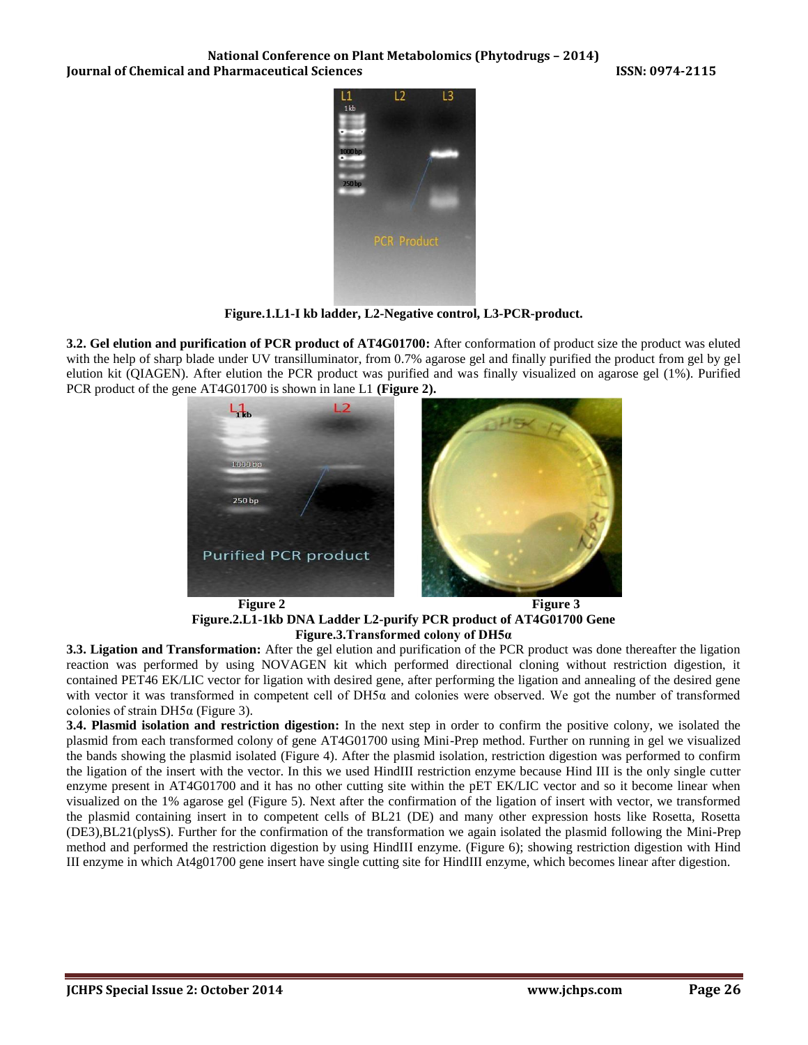Figure.1.L1-I kb ladder, L2-Negative control, L3-PCR-product.

**3.2. Gel elution and purification of PCR product of AT4G01700:** After conformation of product size the product was eluted with the help of sharp blade under UV transilluminator, from 0.7% agarose gel and finally purified the product from gel by gel elution kit (QIAGEN). After elution the PCR product was purified and was finally visualized on agarose gel (1%). Purified PCR product of the gene AT4G01700 is shown in lane L1 **(Figure 2).**

**Figure 2** **Figure 3**

**Figure.2.L1-1kb DNA Ladder L2-purify PCR product of AT4G01700 Gene**

**Figure.3.Transformed colony of DH5α**

**3.3. Ligation and Transformation:** After the gel elution and purification of the PCR product was done thereafter the ligation reaction was performed by using NOVAGEN kit which performed directional cloning without restriction digestion, it contained PET46 EK/LIC vector for ligation with desired gene, after performing the ligation and annealing of the desired gene with vector it was transformed in competent cell of DH5α and colonies were observed. We got the number of transformed colonies of strain DH5α (Figure 3).

**3.4. Plasmid isolation and restriction digestion:** In the next step in order to confirm the positive colony, we isolated the plasmid from each transformed colony of gene AT4G01700 using Mini-Prep method. Further on running in gel we visualized the bands showing the plasmid isolated (Figure 4). After the plasmid isolation, restriction digestion was performed to confirm the ligation of the insert with the vector. In this we used HindIII restriction enzyme because Hind III is the only single cutter enzyme present in AT4G01700 and it has no other cutting site within the pET EK/LIC vector and so it become linear when visualized on the 1% agarose gel (Figure 5). Next after the confirmation of the ligation of insert with vector, we transformed the plasmid containing insert in to competent cells of BL21 (DE) and many other expression hosts like Rosetta, Rosetta (DE3),BL21(plysS). Further for the confirmation of the transformation we again isolated the plasmid following the Mini-Prep method and performed the restriction digestion by using HindIII enzyme. (Figure 6); showing restriction digestion with Hind III enzyme in which At4g01700 gene insert have single cutting site for HindIII enzyme, which becomes linear after digestion.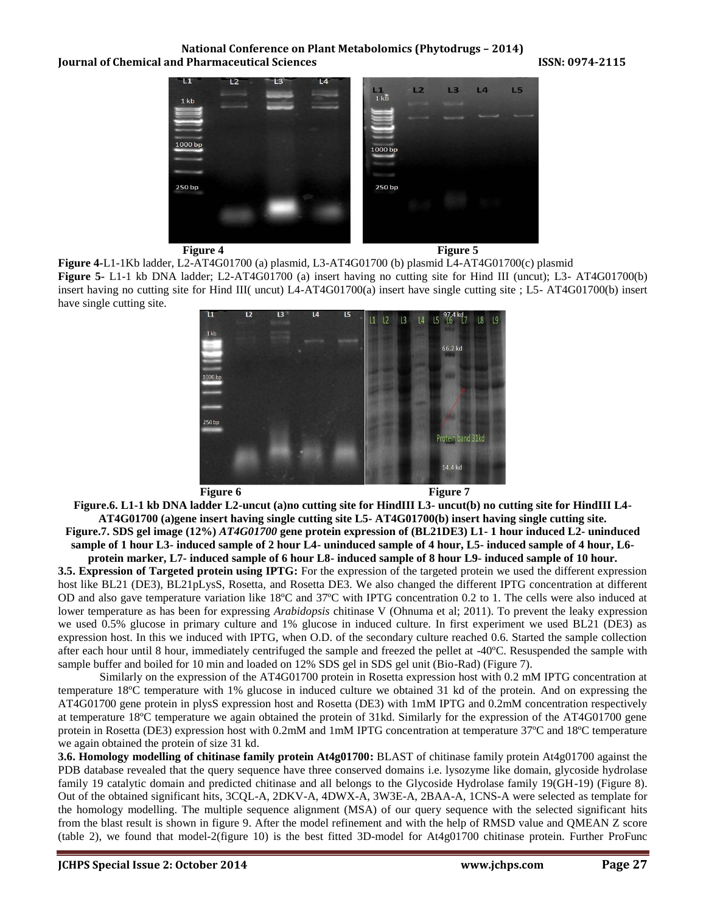Figure 4 Figure 5

**Figure 4-**L1-1Kb ladder, L2-AT4G01700 (a) plasmid, L3-AT4G01700 (b) plasmid L4-AT4G01700(c) plasmid

**Figure 5-** L1-1 kb DNA ladder; L2-AT4G01700 (a) insert having no cutting site for Hind III (uncut); L3- AT4G01700(b) insert having no cutting site for Hind III( uncut) L4-AT4G01700(a) insert have single cutting site ; L5- AT4G01700(b) insert have single cutting site.

Figure 6 Figure 7

**Figure.6. L1-1 kb DNA ladder L2-uncut (a)no cutting site for HindIII L3- uncut(b) no cutting site for HindIII L4-AT4G01700 (a)gene insert having single cutting site L5- AT4G01700(b) insert having single cutting site.**

**Figure.7. SDS gel image (12%)** ***AT4G01700*** **gene protein expression of (BL21DE3) L1- 1 hour induced L2- uninduced sample of 1 hour L3- induced sample of 2 hour L4- uninduced sample of 4 hour, L5- induced sample of 4 hour, L6- protein marker, L7- induced sample of 6 hour L8- induced sample of 8 hour L9- induced sample of 10 hour.**

**3.5. Expression of Targeted protein using IPTG:** For the expression of the targeted protein we used the different expression host like BL21 (DE3), BL21pLysS, Rosetta, and Rosetta DE3. We also changed the different IPTG concentration at different OD and also gave temperature variation like 18ºC and 37ºC with IPTG concentration 0.2 to 1. The cells were also induced at lower temperature as has been for expressing *Arabidopsis* chitinase V (Ohnuma et al; 2011). To prevent the leaky expression we used 0.5% glucose in primary culture and 1% glucose in induced culture. In first experiment we used BL21 (DE3) as expression host. In this we induced with IPTG, when O.D. of the secondary culture reached 0.6. Started the sample collection after each hour until 8 hour, immediately centrifuged the sample and freezed the pellet at -40ºC. Resuspended the sample with sample buffer and boiled for 10 min and loaded on 12% SDS gel in SDS gel unit (Bio-Rad) (Figure 7).

Similarly on the expression of the AT4G01700 protein in Rosetta expression host with 0.2 mM IPTG concentration at temperature 18ºC temperature with 1% glucose in induced culture we obtained 31 kd of the protein. And on expressing the AT4G01700 gene protein in plysS expression host and Rosetta (DE3) with 1mM IPTG and 0.2mM concentration respectively at temperature 18ºC temperature we again obtained the protein of 31kd. Similarly for the expression of the AT4G01700 gene protein in Rosetta (DE3) expression host with 0.2mM and 1mM IPTG concentration at temperature 37ºC and 18ºC temperature we again obtained the protein of size 31 kd.

**3.6. Homology modelling of chitinase family protein At4g01700:** BLAST of chitinase family protein At4g01700 against the PDB database revealed that the query sequence have three conserved domains i.e. lysozyme like domain, glycoside hydrolase family 19 catalytic domain and predicted chitinase and all belongs to the Glycoside Hydrolase family 19(GH-19) (Figure 8). Out of the obtained significant hits, 3CQL-A, 2DKV-A, 4DWX-A, 3W3E-A, 2BAA-A, 1CNS-A were selected as template for the homology modelling. The multiple sequence alignment (MSA) of our query sequence with the selected significant hits from the blast result is shown in figure 9. After the model refinement and with the help of RMSD value and QMEAN Z score (table 2), we found that model-2(figure 10) is the best fitted 3D-model for At4g01700 chitinase protein. Further ProFunc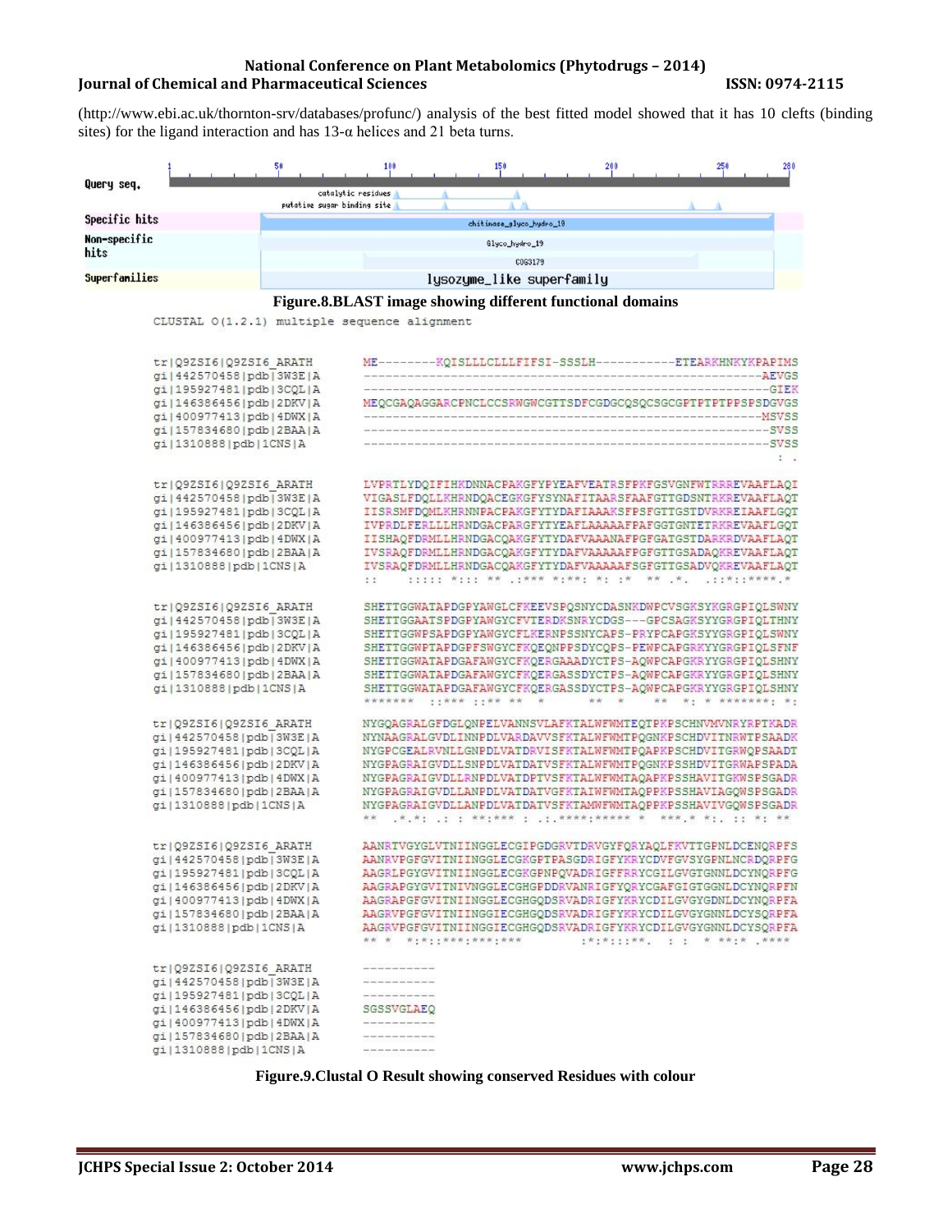(http://www.ebi.ac.uk/thornton-srv/databases/profunc/) analysis of the best fitted model showed that it has 10 clefts (binding sites) for the ligand interaction and has 13-α helices and 21 beta turns.

**Figure.8.BLAST image showing different functional domains**

```
CLUSTAL O(1.2.1) multiple sequence alignment


tr|Q9ZSI6|Q9ZSI6_ARATH      ME--------KQISLLLCLLLFIFSI-SSSLH-----------ETEARKHNKYKPAPIMS
gi|442570458|pdb|3W3E|A     -------------------------------------------------------AEVGS
gi|195927481|pdb|3CQL|A     ---------------------------------------------------------GIEK
gi|146386456|pdb|2DKV|A     MEQCGAQAGGARCPNCLCCSRWGWCGTTSDFCGDGCQSQCSGCGPTPTPTPPSPSDGVGS
gi|400977413|pdb|4DWX|A     -------------------------------------------------------MSVSS
gi|157834680|pdb|2BAA|A     --------------------------------------------------------SVSS
gi|1310888|pdb|1CNS|A       --------------------------------------------------------SVSS
                                                                                 : .

tr|Q9ZSI6|Q9ZSI6_ARATH      LVPRTLYDQIFIHKDNNACPAKGFYPYEAFVEATRSFPKFGSVGNFWTRRREVAAFLAQI
gi|442570458|pdb|3W3E|A     VIGASLFDQLLKHRNDQACEGKGFYSYNAFITAARSFAAFGTTGDSNTRKREVAAFLAQT
gi|195927481|pdb|3CQL|A     IISRSMFDQMLKHRNNPACPAKGFYTYDAFIAAAKSFPSFGTTGSTDVRKREIAAFLGQT
gi|146386456|pdb|2DKV|A     IVPRDLFERLLLHRNDGACPARGFYTYEAFLAAAAAFPAFGGTGNTETRKREVAAFLGQT
gi|400977413|pdb|4DWX|A     IISHAQFDRMLLHRNDGACQAKGFYTYDAFVAAANAFPGFGATGSTDARKRDVAAFLAQT
gi|157834680|pdb|2BAA|A     IVSRAQFDRMLLHRNDGACQAKGFYTYDAFVAAAAAFPGFGTTGSADAQKREVAAFLAQT
gi|1310888|pdb|1CNS|A       IVSRAQFDRMLLHRNDGACQAKGFYTYDAFVAAAAAFSGFGTTGSADVQKREVAAFLAQT
                            ::     ::::: *::: ** .:*** *:**: *: :*   ** .*.   .::*::****.*

tr|Q9ZSI6|Q9ZSI6_ARATH      SHETTGGWATAPDGPYAWGLCFKEEVSPQSNYCDASNKDWPCVSGKSYKGRGPIQLSWNY
gi|442570458|pdb|3W3E|A     SHETTGGAATSPDGPYAWGYCFVTERDKSNRYCDGS---GPCSAGKSYYGRGPIQLTHNY
gi|195927481|pdb|3CQL|A     SHETTGGWPSAPDGPYAWGYCFLKERNPSSNYCAPS-PRYPCAPGKSYYGRGPIQLSWNY
gi|146386456|pdb|2DKV|A     SHETTGGWPTAPDGPFSWGYCFKQEQNPPSDYCQPS-PEWPCAPGRKYYGRGPIQLSFNF
gi|400977413|pdb|4DWX|A     SHETTGGWATAPDGAFAWGYCFKQERGAAADYCTPS-AQWPCAPGKRYYGRGPIQLSHNY
gi|157834680|pdb|2BAA|A     SHETTGGWATAPDGAFAWGYCFKQERGASSDYCTPS-AQWPCAPGKRYYGRGPIQLSHNY
gi|1310888|pdb|1CNS|A       SHETTGGWATAPDGAFAWGYCFKQERGASSDYCTPS-AQWPCAPGKRYYGRGPIQLSHNY
                            *******  ::*** ::** **   *        **  *     **  *: * *******: *:

tr|Q9ZSI6|Q9ZSI6_ARATH      NYGQAGRALGFDGLQNPELVANNSVLAFKTALWFWMTEQTPKPSCHNVMVNRYRPTKADR
gi|442570458|pdb|3W3E|A     NYAAGRALGVDLINNPDLVARDAVVSFKTALWFWMTPQGNKPSCHDVITNRWTPSAADK
gi|195927481|pdb|3CQL|A     NYGPCGEALRVNLLGNPDLVATDRVISFKTALWFWMTPQAPKPSCHDVITGRWQPSAADT
gi|146386456|pdb|2DKV|A     NYGPAGRAIGVDLLSNPDLVATDATVSFKTALWFWMTPQGNKPSSHDVITGRWAPSPADA
gi|400977413|pdb|4DWX|A     NYGPAGRAIGVDLLRNPDLVATDPTVSFKTALWFWMTAQAPKPSSHAVITGKWSPSGADR
gi|157834680|pdb|2BAA|A     NYGPAGRAIGVDLLANPDLVATDATVGFKTALWFWMTAQPPKPSSHAVIAGQWSPSGADR
gi|1310888|pdb|1CNS|A       NYGPAGRAIGVDLLANPDLVATDATVSFKTAMWFWMTAQPPKPSSHAVIVGQWSPSGADR
                            **   .*.*: .: : **:*** : .:.****:***** *   ***.* *:.  :: *: **

tr|Q9ZSI6|Q9ZSI6_ARATH      AANRTVGYGLVTNIINGGLECGIPGDGRVTDRVGYFQRYAQLFKVTTGPNLDCENQRPFS
gi|442570458|pdb|3W3E|A     AANRVPGFGVITNIINGGLECGKGPTPASGDRIGFYKRYCDVFGVSYGPNLNCRDQRPFG
gi|195927481|pdb|3CQL|A     AAGRLPGYGVITNIINGGLECGKGPNPQVADRIGFFRRYCGILGVGTGNNLDCYNQRPFG
gi|146386456|pdb|2DKV|A     AAGRAPGYGVITNIVNGGLECGHGPDDRVANRIGFYQRYCGAFGIGTGGNLDCYNQRPFN
gi|400977413|pdb|4DWX|A     AAGRAPGFGVITNIINGGLECGHGQDSRVADRIGFYKRYCDILGVGYGDNLDCYNQRPFA
gi|157834680|pdb|2BAA|A     AAGRVPGFGVITNIINGGIECGHGQDSRVADRIGFYKRYCDILGVGYGNNLDCYSQRPFA
gi|1310888|pdb|1CNS|A       AAGRVPGFGVITNIINGGIECGHGQDSRVADRIGFYKRYCDILGVGYGNNLDCYSQRPFA
                            ** *  *:*::***:***:***            :*:*:::**.  : :  * **:* .****

tr|Q9ZSI6|Q9ZSI6_ARATH      ----------
gi|442570458|pdb|3W3E|A     ----------
gi|195927481|pdb|3CQL|A     ----------
gi|146386456|pdb|2DKV|A     SGSSVGLAEQ
gi|400977413|pdb|4DWX|A     ----------
gi|157834680|pdb|2BAA|A     ----------
gi|1310888|pdb|1CNS|A       ----------
```

**Figure.9.Clustal O Result showing conserved Residues with colour**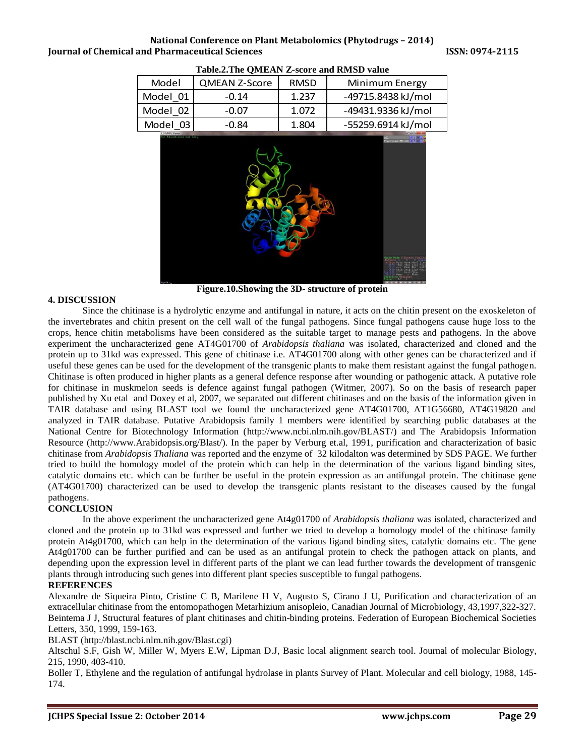Table.2.The QMEAN Z-score and RMSD value

| Model | QMEAN Z-Score | RMSD | Minimum Energy |
|---|---|---|---|
| Model_01 | -0.14 | 1.237 | -49715.8438 kJ/mol |
| Model_02 | -0.07 | 1.072 | -49431.9336 kJ/mol |
| Model_03 | -0.84 | 1.804 | -55259.6914 kJ/mol |

Figure.10.Showing the 3D- structure of protein

## 4. DISCUSSION

Since the chitinase is a hydrolytic enzyme and antifungal in nature, it acts on the chitin present on the exoskeleton of the invertebrates and chitin present on the cell wall of the fungal pathogens. Since fungal pathogens cause huge loss to the crops, hence chitin metabolisms have been considered as the suitable target to manage pests and pathogens. In the above experiment the uncharacterized gene AT4G01700 of *Arabidopsis thaliana* was isolated, characterized and cloned and the protein up to 31kd was expressed. This gene of chitinase i.e. AT4G01700 along with other genes can be characterized and if useful these genes can be used for the development of the transgenic plants to make them resistant against the fungal pathogen. Chitinase is often produced in higher plants as a general defence response after wounding or pathogenic attack. A putative role for chitinase in muskmelon seeds is defence against fungal pathogen (Witmer, 2007). So on the basis of research paper published by Xu etal and Doxey et al, 2007, we separated out different chitinases and on the basis of the information given in TAIR database and using BLAST tool we found the uncharacterized gene AT4G01700, AT1G56680, AT4G19820 and analyzed in TAIR database. Putative Arabidopsis family 1 members were identified by searching public databases at the National Centre for Biotechnology Information (http://www.ncbi.nlm.nih.gov/BLAST/) and The Arabidopsis Information Resource (http://www.Arabidopsis.org/Blast/). In the paper by Verburg et.al, 1991, purification and characterization of basic chitinase from *Arabidopsis Thaliana* was reported and the enzyme of 32 kilodalton was determined by SDS PAGE. We further tried to build the homology model of the protein which can help in the determination of the various ligand binding sites, catalytic domains etc. which can be further be useful in the protein expression as an antifungal protein. The chitinase gene (AT4G01700) characterized can be used to develop the transgenic plants resistant to the diseases caused by the fungal pathogens.

## CONCLUSION

In the above experiment the uncharacterized gene At4g01700 of *Arabidopsis thaliana* was isolated, characterized and cloned and the protein up to 31kd was expressed and further we tried to develop a homology model of the chitinase family protein At4g01700, which can help in the determination of the various ligand binding sites, catalytic domains etc. The gene At4g01700 can be further purified and can be used as an antifungal protein to check the pathogen attack on plants, and depending upon the expression level in different parts of the plant we can lead further towards the development of transgenic plants through introducing such genes into different plant species susceptible to fungal pathogens.

## REFERENCES

Alexandre de Siqueira Pinto, Cristine C B, Marilene H V, Augusto S, Cirano J U, Purification and characterization of an extracellular chitinase from the entomopathogen Metarhizium anisopleio, Canadian Journal of Microbiology, 43,1997,322-327.

Beintema J J, Structural features of plant chitinases and chitin-binding proteins. Federation of European Biochemical Societies Letters, 350, 1999, 159-163.

BLAST (http://blast.ncbi.nlm.nih.gov/Blast.cgi)

Altschul S.F, Gish W, Miller W, Myers E.W, Lipman D.J, Basic local alignment search tool. Journal of molecular Biology, 215, 1990, 403-410.

Boller T, Ethylene and the regulation of antifungal hydrolase in plants Survey of Plant. Molecular and cell biology, 1988, 145-174.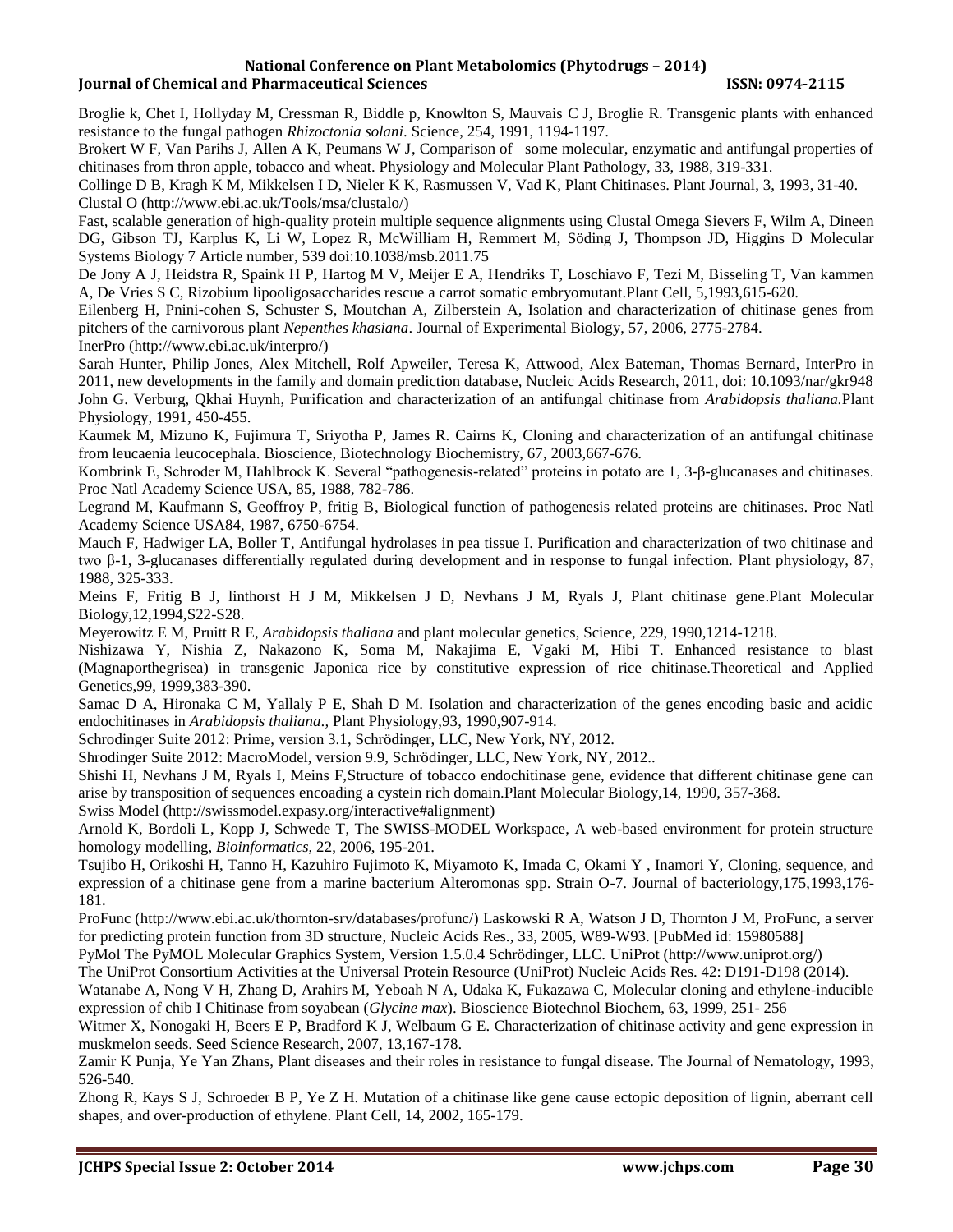Broglie k, Chet I, Hollyday M, Cressman R, Biddle p, Knowlton S, Mauvais C J, Broglie R. Transgenic plants with enhanced resistance to the fungal pathogen *Rhizoctonia solani*. Science, 254, 1991, 1194-1197.

Brokert W F, Van Parihs J, Allen A K, Peumans W J, Comparison of some molecular, enzymatic and antifungal properties of chitinases from thron apple, tobacco and wheat. Physiology and Molecular Plant Pathology, 33, 1988, 319-331.

Collinge D B, Kragh K M, Mikkelsen I D, Nieler K K, Rasmussen V, Vad K, Plant Chitinases. Plant Journal, 3, 1993, 31-40.

Clustal O (http://www.ebi.ac.uk/Tools/msa/clustalo/)

Fast, scalable generation of high-quality protein multiple sequence alignments using Clustal Omega Sievers F, Wilm A, Dineen DG, Gibson TJ, Karplus K, Li W, Lopez R, McWilliam H, Remmert M, Söding J, Thompson JD, Higgins D Molecular Systems Biology 7 Article number, 539 doi:10.1038/msb.2011.75

De Jony A J, Heidstra R, Spaink H P, Hartog M V, Meijer E A, Hendriks T, Loschiavo F, Tezi M, Bisseling T, Van kammen A, De Vries S C, Rizobium lipooligosaccharides rescue a carrot somatic embryomutant.Plant Cell, 5,1993,615-620.

Eilenberg H, Pnini-cohen S, Schuster S, Moutchan A, Zilberstein A, Isolation and characterization of chitinase genes from pitchers of the carnivorous plant *Nepenthes khasiana*. Journal of Experimental Biology, 57, 2006, 2775-2784.

InerPro (http://www.ebi.ac.uk/interpro/)

Sarah Hunter, Philip Jones, Alex Mitchell, Rolf Apweiler, Teresa K, Attwood, Alex Bateman, Thomas Bernard, InterPro in 2011, new developments in the family and domain prediction database, Nucleic Acids Research, 2011, doi: 10.1093/nar/gkr948

John G. Verburg, Qkhai Huynh, Purification and characterization of an antifungal chitinase from *Arabidopsis thaliana.*Plant Physiology, 1991, 450-455.

Kaumek M, Mizuno K, Fujimura T, Sriyotha P, James R. Cairns K, Cloning and characterization of an antifungal chitinase from leucaenia leucocephala. Bioscience, Biotechnology Biochemistry, 67, 2003,667-676.

Kombrink E, Schroder M, Hahlbrock K. Several "pathogenesis-related" proteins in potato are 1, 3-β-glucanases and chitinases. Proc Natl Academy Science USA, 85, 1988, 782-786.

Legrand M, Kaufmann S, Geoffroy P, fritig B, Biological function of pathogenesis related proteins are chitinases. Proc Natl Academy Science USA84, 1987, 6750-6754.

Mauch F, Hadwiger LA, Boller T, Antifungal hydrolases in pea tissue I. Purification and characterization of two chitinase and two β-1, 3-glucanases differentially regulated during development and in response to fungal infection. Plant physiology, 87, 1988, 325-333.

Meins F, Fritig B J, linthorst H J M, Mikkelsen J D, Nevhans J M, Ryals J, Plant chitinase gene.Plant Molecular Biology,12,1994,S22-S28.

Meyerowitz E M, Pruitt R E, *Arabidopsis thaliana* and plant molecular genetics, Science, 229, 1990,1214-1218.

Nishizawa Y, Nishia Z, Nakazono K, Soma M, Nakajima E, Vgaki M, Hibi T. Enhanced resistance to blast (Magnaporthegrisea) in transgenic Japonica rice by constitutive expression of rice chitinase.Theoretical and Applied Genetics,99, 1999,383-390.

Samac D A, Hironaka C M, Yallaly P E, Shah D M. Isolation and characterization of the genes encoding basic and acidic endochitinases in *Arabidopsis thaliana*., Plant Physiology,93, 1990,907-914.

Schrodinger Suite 2012: Prime, version 3.1, Schrödinger, LLC, New York, NY, 2012.

Shrodinger Suite 2012: MacroModel, version 9.9, Schrödinger, LLC, New York, NY, 2012..

Shishi H, Nevhans J M, Ryals I, Meins F,Structure of tobacco endochitinase gene, evidence that different chitinase gene can arise by transposition of sequences encoading a cystein rich domain.Plant Molecular Biology,14, 1990, 357-368.

Swiss Model (http://swissmodel.expasy.org/interactive#alignment)

Arnold K, Bordoli L, Kopp J, Schwede T, The SWISS-MODEL Workspace, A web-based environment for protein structure homology modelling, *Bioinformatics*, 22, 2006, 195-201.

Tsujibo H, Orikoshi H, Tanno H, Kazuhiro Fujimoto K, Miyamoto K, Imada C, Okami Y , Inamori Y, Cloning, sequence, and expression of a chitinase gene from a marine bacterium Alteromonas spp. Strain O-7. Journal of bacteriology,175,1993,176-181.

ProFunc (http://www.ebi.ac.uk/thornton-srv/databases/profunc/) Laskowski R A, Watson J D, Thornton J M, ProFunc, a server for predicting protein function from 3D structure, Nucleic Acids Res., 33, 2005, W89-W93. [PubMed id: 15980588]

PyMol The PyMOL Molecular Graphics System, Version 1.5.0.4 Schrödinger, LLC. UniProt (http://www.uniprot.org/)

The UniProt Consortium Activities at the Universal Protein Resource (UniProt) Nucleic Acids Res. 42: D191-D198 (2014).

Watanabe A, Nong V H, Zhang D, Arahirs M, Yeboah N A, Udaka K, Fukazawa C, Molecular cloning and ethylene-inducible expression of chib I Chitinase from soyabean (*Glycine max*). Bioscience Biotechnol Biochem, 63, 1999, 251- 256

Witmer X, Nonogaki H, Beers E P, Bradford K J, Welbaum G E. Characterization of chitinase activity and gene expression in muskmelon seeds. Seed Science Research, 2007, 13,167-178.

Zamir K Punja, Ye Yan Zhans, Plant diseases and their roles in resistance to fungal disease. The Journal of Nematology, 1993, 526-540.

Zhong R, Kays S J, Schroeder B P, Ye Z H. Mutation of a chitinase like gene cause ectopic deposition of lignin, aberrant cell shapes, and over-production of ethylene. Plant Cell, 14, 2002, 165-179.